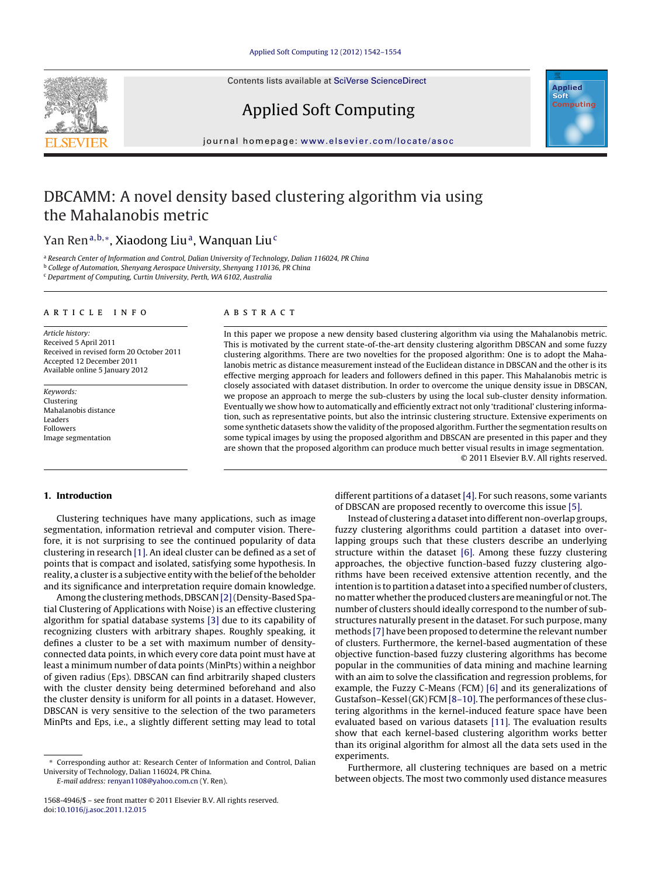# DBCAMM: A novel density based clustering algorithm via using the Mahalanobis metric

Yan Ren [a,b,*], Xiaodong Liu [a], Wanquan Liu [c]

[a] Research Center of Information and Control, Dalian University of Technology, Dalian 116024, PR China
[b] College of Automation, Shenyang Aerospace University, Shenyang 110136, PR China
[c] Department of Computing, Curtin University, Perth, WA 6102, Australia

## ARTICLE INFO

*Article history:*
Received 5 April 2011
Received in revised form 20 October 2011
Accepted 12 December 2011
Available online 5 January 2012

*Keywords:*
Clustering
Mahalanobis distance
Leaders
Followers
Image segmentation

## ABSTRACT

In this paper we propose a new density based clustering algorithm via using the Mahalanobis metric. This is motivated by the current state-of-the-art density clustering algorithm DBSCAN and some fuzzy clustering algorithms. There are two novelties for the proposed algorithm: One is to adopt the Mahalanobis metric as distance measurement instead of the Euclidean distance in DBSCAN and the other is its effective merging approach for leaders and followers defined in this paper. This Mahalanobis metric is closely associated with dataset distribution. In order to overcome the unique density issue in DBSCAN, we propose an approach to merge the sub-clusters by using the local sub-cluster density information. Eventually we show how to automatically and efficiently extract not only 'traditional' clustering information, such as representative points, but also the intrinsic clustering structure. Extensive experiments on some synthetic datasets show the validity of the proposed algorithm. Further the segmentation results on some typical images by using the proposed algorithm and DBSCAN are presented in this paper and they are shown that the proposed algorithm can produce much better visual results in image segmentation.

© 2011 Elsevier B.V. All rights reserved.

## 1. Introduction

Clustering techniques have many applications, such as image segmentation, information retrieval and computer vision. Therefore, it is not surprising to see the continued popularity of data clustering in research [1]. An ideal cluster can be defined as a set of points that is compact and isolated, satisfying some hypothesis. In reality, a cluster is a subjective entity with the belief of the beholder and its significance and interpretation require domain knowledge.

Among the clustering methods, DBSCAN [2] (Density-Based Spatial Clustering of Applications with Noise) is an effective clustering algorithm for spatial database systems [3] due to its capability of recognizing clusters with arbitrary shapes. Roughly speaking, it defines a cluster to be a set with maximum number of density-connected data points, in which every core data point must have at least a minimum number of data points (MinPts) within a neighbor of given radius (Eps). DBSCAN can find arbitrarily shaped clusters with the cluster density being determined beforehand and also the cluster density is uniform for all points in a dataset. However, DBSCAN is very sensitive to the selection of the two parameters MinPts and Eps, i.e., a slightly different setting may lead to total different partitions of a dataset [4]. For such reasons, some variants of DBSCAN are proposed recently to overcome this issue [5].

Instead of clustering a dataset into different non-overlap groups, fuzzy clustering algorithms could partition a dataset into overlapping groups such that these clusters describe an underlying structure within the dataset [6]. Among these fuzzy clustering approaches, the objective function-based fuzzy clustering algorithms have been received extensive attention recently, and the intention is to partition a dataset into a specified number of clusters, no matter whether the produced clusters are meaningful or not. The number of clusters should ideally correspond to the number of substructures naturally present in the dataset. For such purpose, many methods [7] have been proposed to determine the relevant number of clusters. Furthermore, the kernel-based augmentation of these objective function-based fuzzy clustering algorithms has become popular in the communities of data mining and machine learning with an aim to solve the classification and regression problems, for example, the Fuzzy C-Means (FCM) [6] and its generalizations of Gustafson–Kessel (GK) FCM [8–10]. The performances of these clustering algorithms in the kernel-induced feature space have been evaluated based on various datasets [11]. The evaluation results show that each kernel-based clustering algorithm works better than its original algorithm for almost all the data sets used in the experiments.

Furthermore, all clustering techniques are based on a metric between objects. The most two commonly used distance measures

* Corresponding author at: Research Center of Information and Control, Dalian University of Technology, Dalian 116024, PR China.
*E-mail address:* renyan1108@yahoo.com.cn (Y. Ren).

1568-4946/$ – see front matter © 2011 Elsevier B.V. All rights reserved.
doi:10.1016/j.asoc.2011.12.015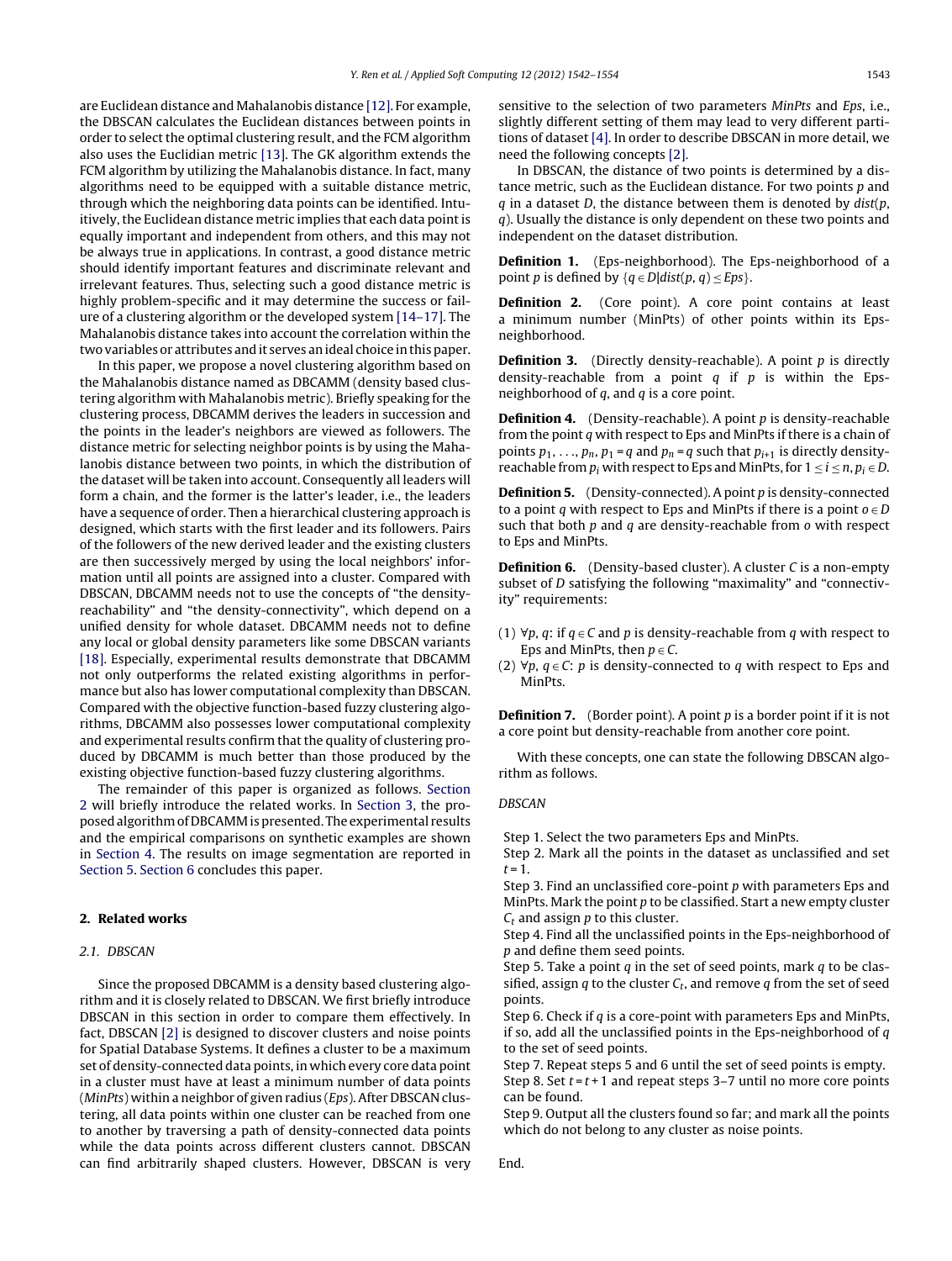are Euclidean distance and Mahalanobis distance [12]. For example, the DBSCAN calculates the Euclidean distances between points in order to select the optimal clustering result, and the FCM algorithm also uses the Euclidian metric [13]. The GK algorithm extends the FCM algorithm by utilizing the Mahalanobis distance. In fact, many algorithms need to be equipped with a suitable distance metric, through which the neighboring data points can be identified. Intuitively, the Euclidean distance metric implies that each data point is equally important and independent from others, and this may not be always true in applications. In contrast, a good distance metric should identify important features and discriminate relevant and irrelevant features. Thus, selecting such a good distance metric is highly problem-specific and it may determine the success or failure of a clustering algorithm or the developed system [14–17]. The Mahalanobis distance takes into account the correlation within the two variables or attributes and it serves an ideal choice in this paper.

In this paper, we propose a novel clustering algorithm based on the Mahalanobis distance named as DBCAMM (density based clustering algorithm with Mahalanobis metric). Briefly speaking for the clustering process, DBCAMM derives the leaders in succession and the points in the leader's neighbors are viewed as followers. The distance metric for selecting neighbor points is by using the Mahalanobis distance between two points, in which the distribution of the dataset will be taken into account. Consequently all leaders will form a chain, and the former is the latter's leader, i.e., the leaders have a sequence of order. Then a hierarchical clustering approach is designed, which starts with the first leader and its followers. Pairs of the followers of the new derived leader and the existing clusters are then successively merged by using the local neighbors' information until all points are assigned into a cluster. Compared with DBSCAN, DBCAMM needs not to use the concepts of "the density-reachability" and "the density-connectivity", which depend on a unified density for whole dataset. DBCAMM needs not to define any local or global density parameters like some DBSCAN variants [18]. Especially, experimental results demonstrate that DBCAMM not only outperforms the related existing algorithms in performance but also has lower computational complexity than DBSCAN. Compared with the objective function-based fuzzy clustering algorithms, DBCAMM also possesses lower computational complexity and experimental results confirm that the quality of clustering produced by DBCAMM is much better than those produced by the existing objective function-based fuzzy clustering algorithms.

The remainder of this paper is organized as follows. Section 2 will briefly introduce the related works. In Section 3, the proposed algorithm of DBCAMM is presented. The experimental results and the empirical comparisons on synthetic examples are shown in Section 4. The results on image segmentation are reported in Section 5. Section 6 concludes this paper.

## 2. Related works

### 2.1. DBSCAN

Since the proposed DBCAMM is a density based clustering algorithm and it is closely related to DBSCAN. We first briefly introduce DBSCAN in this section in order to compare them effectively. In fact, DBSCAN [2] is designed to discover clusters and noise points for Spatial Database Systems. It defines a cluster to be a maximum set of density-connected data points, in which every core data point in a cluster must have at least a minimum number of data points (*MinPts*) within a neighbor of given radius (*Eps*). After DBSCAN clustering, all data points within one cluster can be reached from one to another by traversing a path of density-connected data points while the data points across different clusters cannot. DBSCAN can find arbitrarily shaped clusters. However, DBSCAN is very sensitive to the selection of two parameters *MinPts* and *Eps*, i.e., slightly different setting of them may lead to very different partitions of dataset [4]. In order to describe DBSCAN in more detail, we need the following concepts [2].

In DBSCAN, the distance of two points is determined by a distance metric, such as the Euclidean distance. For two points $p$ and $q$ in a dataset $D$, the distance between them is denoted by $dist(p, q)$. Usually the distance is only dependent on these two points and independent on the dataset distribution.

**Definition 1.** (Eps-neighborhood). The Eps-neighborhood of a point $p$ is defined by $\{q \in D | dist(p, q) \leq Eps\}$.

**Definition 2.** (Core point). A core point contains at least a minimum number (MinPts) of other points within its Eps-neighborhood.

**Definition 3.** (Directly density-reachable). A point $p$ is directly density-reachable from a point $q$ if $p$ is within the Eps-neighborhood of $q$, and $q$ is a core point.

**Definition 4.** (Density-reachable). A point $p$ is density-reachable from the point $q$ with respect to Eps and MinPts if there is a chain of points $p_1, \ldots, p_n$, $p_1 = q$ and $p_n = q$ such that $p_{i+1}$ is directly density-reachable from $p_i$ with respect to Eps and MinPts, for $1 \leq i \leq n$, $p_i \in D$.

**Definition 5.** (Density-connected). A point $p$ is density-connected to a point $q$ with respect to Eps and MinPts if there is a point $o \in D$ such that both $p$ and $q$ are density-reachable from $o$ with respect to Eps and MinPts.

**Definition 6.** (Density-based cluster). A cluster $C$ is a non-empty subset of $D$ satisfying the following "maximality" and "connectivity" requirements:

(1) $\forall p, q$: if $q \in C$ and $p$ is density-reachable from $q$ with respect to Eps and MinPts, then $p \in C$.
(2) $\forall p, q \in C$: $p$ is density-connected to $q$ with respect to Eps and MinPts.

**Definition 7.** (Border point). A point $p$ is a border point if it is not a core point but density-reachable from another core point.

With these concepts, one can state the following DBSCAN algorithm as follows.

*DBSCAN*

Step 1. Select the two parameters Eps and MinPts.
Step 2. Mark all the points in the dataset as unclassified and set $t = 1$.
Step 3. Find an unclassified core-point $p$ with parameters Eps and MinPts. Mark the point $p$ to be classified. Start a new empty cluster $C_t$ and assign $p$ to this cluster.
Step 4. Find all the unclassified points in the Eps-neighborhood of $p$ and define them seed points.
Step 5. Take a point $q$ in the set of seed points, mark $q$ to be classified, assign $q$ to the cluster $C_t$, and remove $q$ from the set of seed points.
Step 6. Check if $q$ is a core-point with parameters Eps and MinPts, if so, add all the unclassified points in the Eps-neighborhood of $q$ to the set of seed points.
Step 7. Repeat steps 5 and 6 until the set of seed points is empty.
Step 8. Set $t = t + 1$ and repeat steps 3–7 until no more core points can be found.
Step 9. Output all the clusters found so far; and mark all the points which do not belong to any cluster as noise points.

End.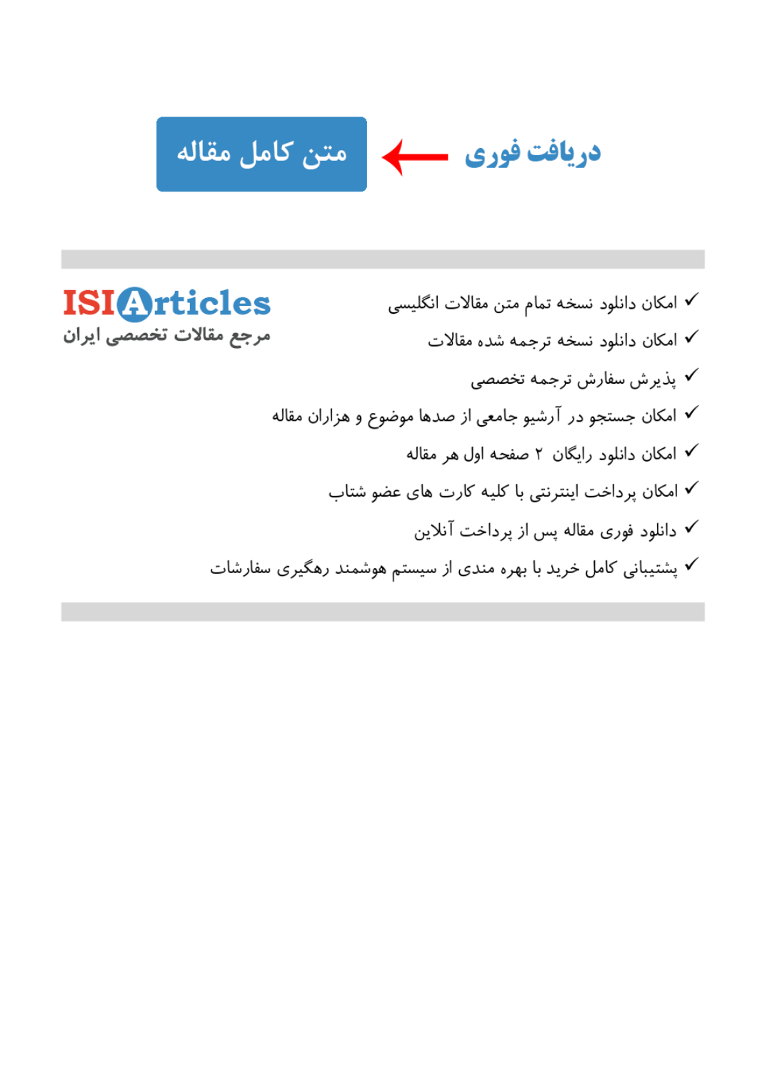دریافت فوری ← **متن کامل مقاله**

**ISIArticles**
مرجع مقالات تخصصی ایران

- ✓ امکان دانلود نسخه تمام متن مقالات انگلیسی
- ✓ امکان دانلود نسخه ترجمه شده مقالات
- ✓ پذیرش سفارش ترجمه تخصصی
- ✓ امکان جستجو در آرشیو جامعی از صدها موضوع و هزاران مقاله
- ✓ امکان دانلود رایگان ۲ صفحه اول هر مقاله
- ✓ امکان پرداخت اینترنتی با کلیه کارت های عضو شتاب
- ✓ دانلود فوری مقاله پس از پرداخت آنلاین
- ✓ پشتیبانی کامل خرید با بهره مندی از سیستم هوشمند رهگیری سفارشات